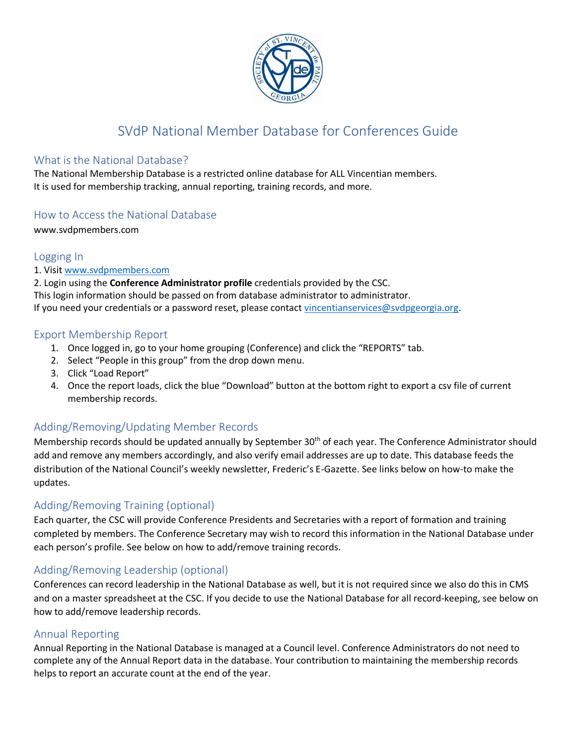# SVdP National Member Database for Conferences Guide

## What is the National Database?

The National Membership Database is a restricted online database for ALL Vincentian members.
It is used for membership tracking, annual reporting, training records, and more.

## How to Access the National Database

www.svdpmembers.com

## Logging In

1. Visit www.svdpmembers.com
2. Login using the **Conference Administrator profile** credentials provided by the CSC.

This login information should be passed on from database administrator to administrator.
If you need your credentials or a password reset, please contact vincentianservices@svdpgeorgia.org.

## Export Membership Report

1. Once logged in, go to your home grouping (Conference) and click the "REPORTS" tab.
2. Select "People in this group" from the drop down menu.
3. Click "Load Report"
4. Once the report loads, click the blue "Download" button at the bottom right to export a csv file of current membership records.

## Adding/Removing/Updating Member Records

Membership records should be updated annually by September 30th of each year. The Conference Administrator should add and remove any members accordingly, and also verify email addresses are up to date. This database feeds the distribution of the National Council's weekly newsletter, Frederic's E-Gazette. See links below on how-to make the updates.

## Adding/Removing Training (optional)

Each quarter, the CSC will provide Conference Presidents and Secretaries with a report of formation and training completed by members. The Conference Secretary may wish to record this information in the National Database under each person's profile. See below on how to add/remove training records.

## Adding/Removing Leadership (optional)

Conferences can record leadership in the National Database as well, but it is not required since we also do this in CMS and on a master spreadsheet at the CSC. If you decide to use the National Database for all record-keeping, see below on how to add/remove leadership records.

## Annual Reporting

Annual Reporting in the National Database is managed at a Council level. Conference Administrators do not need to complete any of the Annual Report data in the database. Your contribution to maintaining the membership records helps to report an accurate count at the end of the year.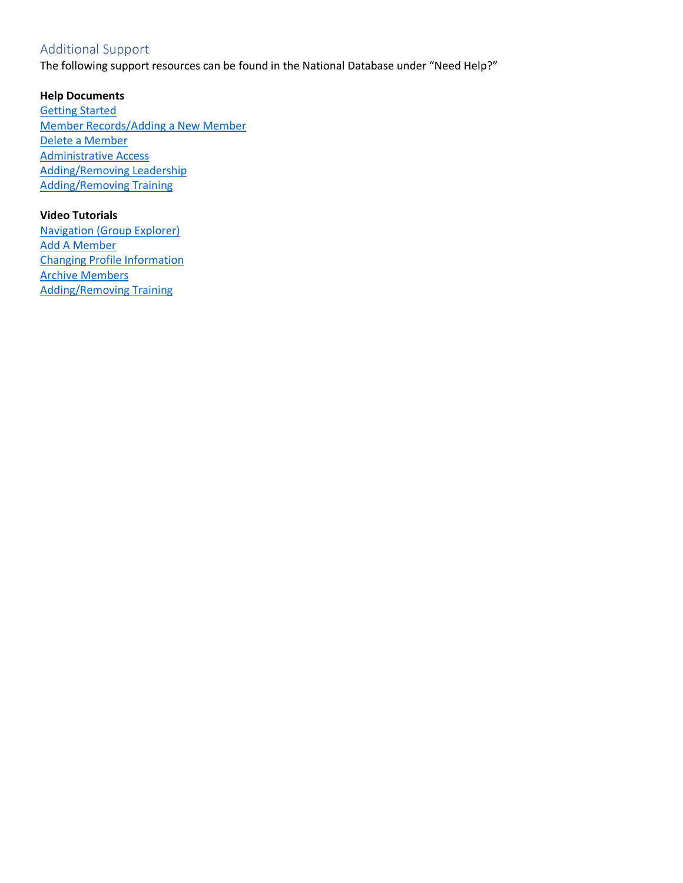## Additional Support

The following support resources can be found in the National Database under "Need Help?"

**Help Documents**

Getting Started
Member Records/Adding a New Member
Delete a Member
Administrative Access
Adding/Removing Leadership
Adding/Removing Training

**Video Tutorials**

Navigation (Group Explorer)
Add A Member
Changing Profile Information
Archive Members
Adding/Removing Training